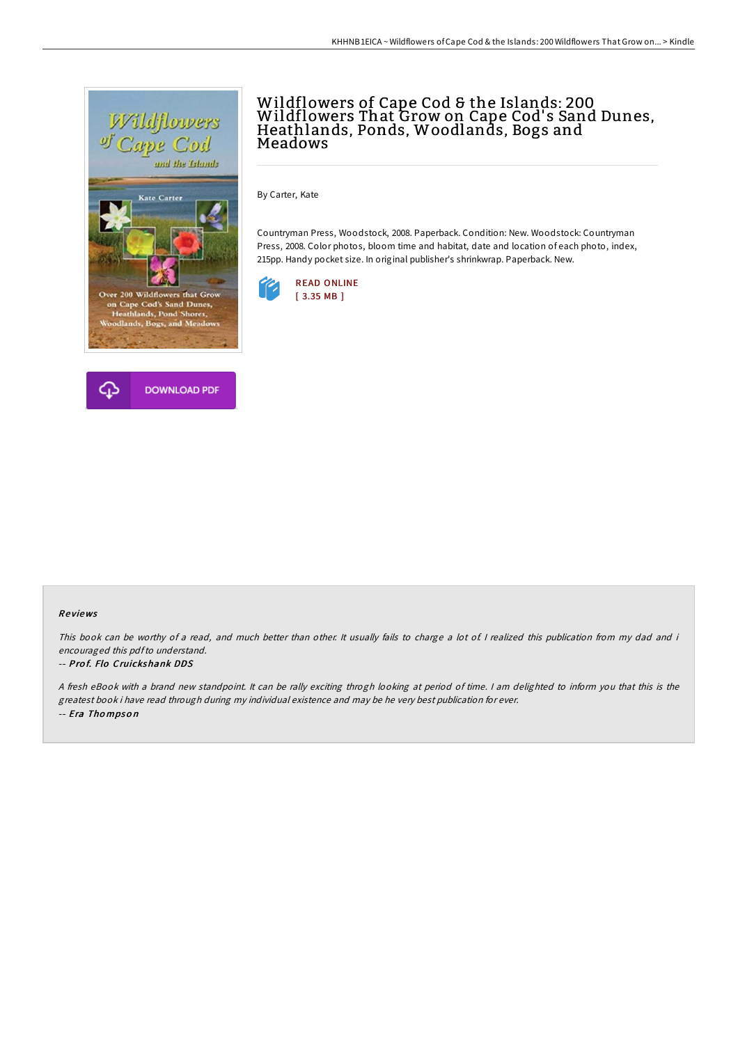# Wildflowers of Cape Cod & the Islands: 200 Wildflowers That Grow on Cape Cod's Sand Dunes, Heathlands, Ponds, Woodlands, Bogs and Meadows

By Carter, Kate

Countryman Press, Woodstock, 2008. Paperback. Condition: New. Woodstock: Countryman Press, 2008. Color photos, bloom time and habitat, date and location of each photo, index, 215pp. Handy pocket size. In original publisher's shrinkwrap. Paperback. New.

READ ONLINE
[ 3.35 MB ]

DOWNLOAD PDF

## Reviews

*This book can be worthy of a read, and much better than other. It usually fails to charge a lot of. I realized this publication from my dad and i encouraged this pdf to understand.*

-- ***Prof. Flo Cruickshank DDS***

*A fresh eBook with a brand new standpoint. It can be rally exciting throgh looking at period of time. I am delighted to inform you that this is the greatest book i have read through during my individual existence and may be he very best publication for ever.*

-- ***Era Thompson***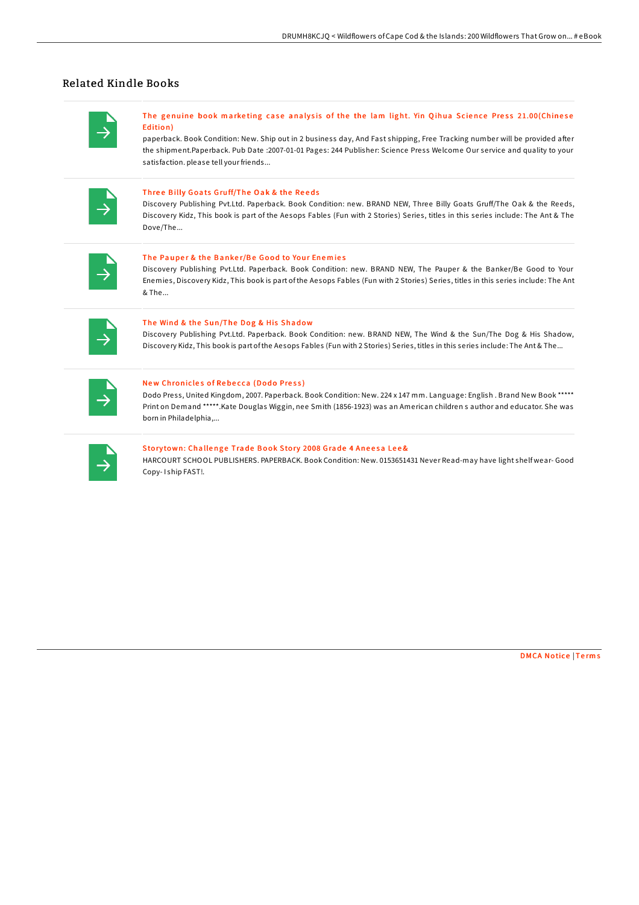## Related Kindle Books

### The genuine book marketing case analysis of the the lam light. Yin Qihua Science Press 21.00(Chinese Edition)

paperback. Book Condition: New. Ship out in 2 business day, And Fast shipping, Free Tracking number will be provided after the shipment.Paperback. Pub Date :2007-01-01 Pages: 244 Publisher: Science Press Welcome Our service and quality to your satisfaction. please tell your friends...

### Three Billy Goats Gruff/The Oak & the Reeds

Discovery Publishing Pvt.Ltd. Paperback. Book Condition: new. BRAND NEW, Three Billy Goats Gruff/The Oak & the Reeds, Discovery Kidz, This book is part of the Aesops Fables (Fun with 2 Stories) Series, titles in this series include: The Ant & The Dove/The...

### The Pauper & the Banker/Be Good to Your Enemies

Discovery Publishing Pvt.Ltd. Paperback. Book Condition: new. BRAND NEW, The Pauper & the Banker/Be Good to Your Enemies, Discovery Kidz, This book is part of the Aesops Fables (Fun with 2 Stories) Series, titles in this series include: The Ant & The...

### The Wind & the Sun/The Dog & His Shadow

Discovery Publishing Pvt.Ltd. Paperback. Book Condition: new. BRAND NEW, The Wind & the Sun/The Dog & His Shadow, Discovery Kidz, This book is part of the Aesops Fables (Fun with 2 Stories) Series, titles in this series include: The Ant & The...

### New Chronicles of Rebecca (Dodo Press)

Dodo Press, United Kingdom, 2007. Paperback. Book Condition: New. 224 x 147 mm. Language: English . Brand New Book ***** Print on Demand *****.Kate Douglas Wiggin, nee Smith (1856-1923) was an American children s author and educator. She was born in Philadelphia,...

### Storytown: Challenge Trade Book Story 2008 Grade 4 Aneesa Lee&

HARCOURT SCHOOL PUBLISHERS. PAPERBACK. Book Condition: New. 0153651431 Never Read-may have light shelf wear- Good Copy- I ship FAST!.

DMCA Notice | Terms